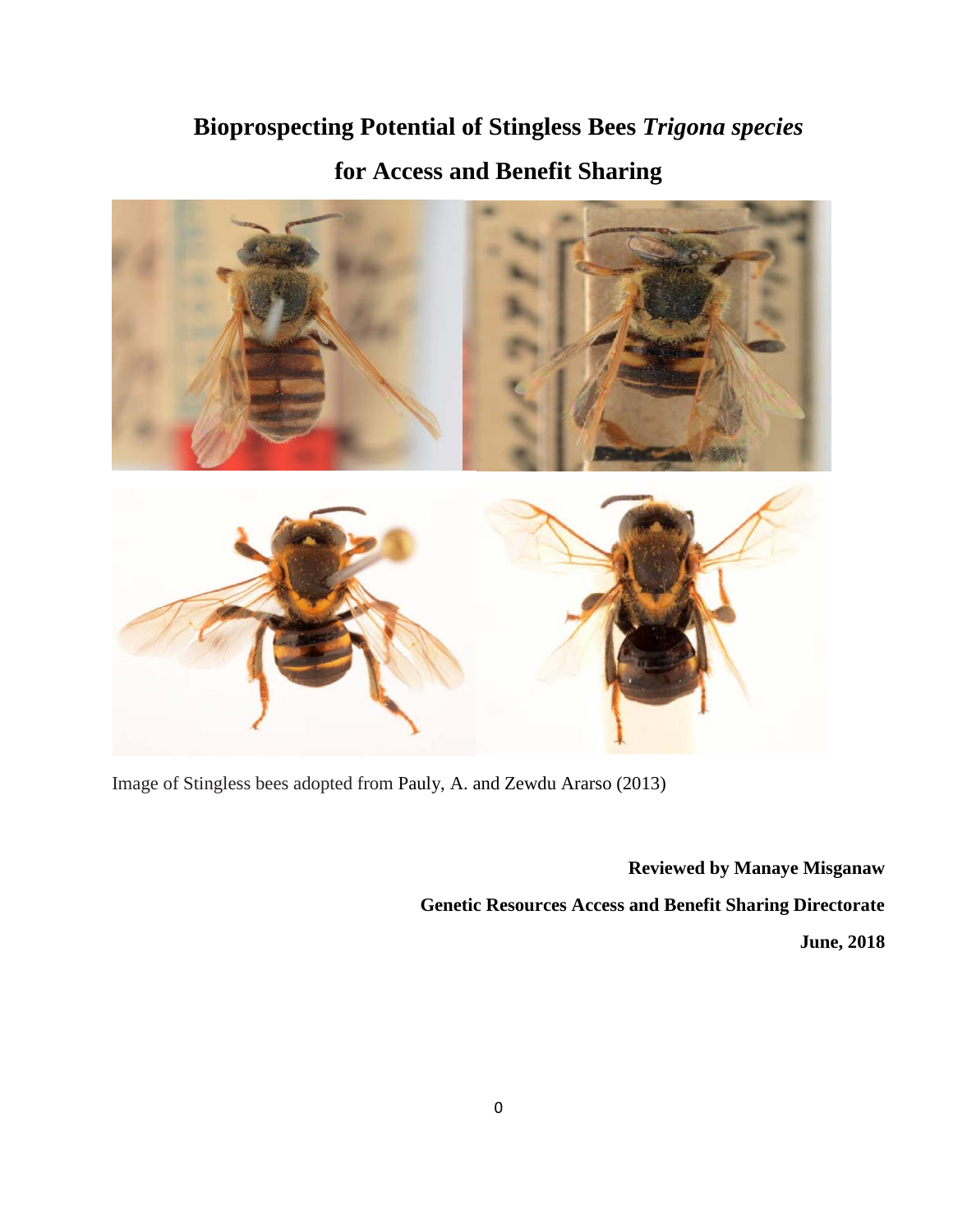# Bioprospecting Potential of Stingless Bees *Trigona species* for Access and Benefit Sharing

Image of Stingless bees adopted from Pauly, A. and Zewdu Ararso (2013)

**Reviewed by Manaye Misganaw**

**Genetic Resources Access and Benefit Sharing Directorate**

**June, 2018**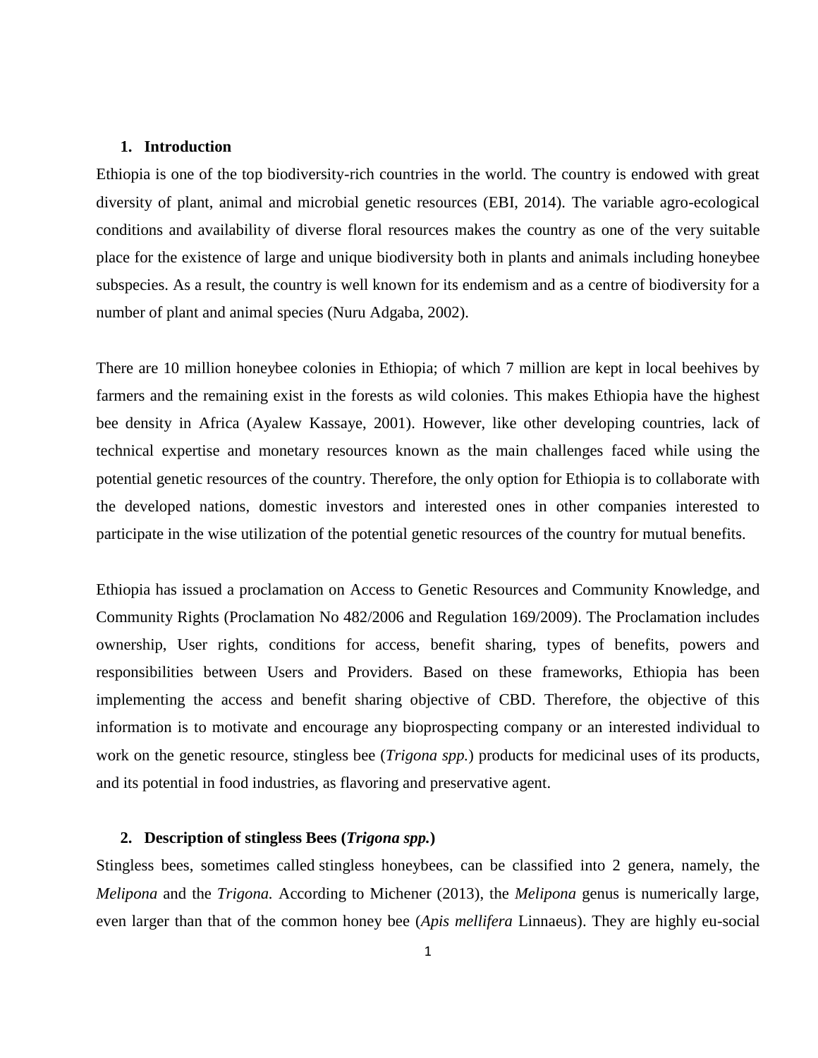## 1. Introduction

Ethiopia is one of the top biodiversity-rich countries in the world. The country is endowed with great diversity of plant, animal and microbial genetic resources (EBI, 2014). The variable agro-ecological conditions and availability of diverse floral resources makes the country as one of the very suitable place for the existence of large and unique biodiversity both in plants and animals including honeybee subspecies. As a result, the country is well known for its endemism and as a centre of biodiversity for a number of plant and animal species (Nuru Adgaba, 2002).

There are 10 million honeybee colonies in Ethiopia; of which 7 million are kept in local beehives by farmers and the remaining exist in the forests as wild colonies. This makes Ethiopia have the highest bee density in Africa (Ayalew Kassaye, 2001). However, like other developing countries, lack of technical expertise and monetary resources known as the main challenges faced while using the potential genetic resources of the country. Therefore, the only option for Ethiopia is to collaborate with the developed nations, domestic investors and interested ones in other companies interested to participate in the wise utilization of the potential genetic resources of the country for mutual benefits.

Ethiopia has issued a proclamation on Access to Genetic Resources and Community Knowledge, and Community Rights (Proclamation No 482/2006 and Regulation 169/2009). The Proclamation includes ownership, User rights, conditions for access, benefit sharing, types of benefits, powers and responsibilities between Users and Providers. Based on these frameworks, Ethiopia has been implementing the access and benefit sharing objective of CBD. Therefore, the objective of this information is to motivate and encourage any bioprospecting company or an interested individual to work on the genetic resource, stingless bee (*Trigona spp.*) products for medicinal uses of its products, and its potential in food industries, as flavoring and preservative agent.

## 2. Description of stingless Bees (*Trigona spp.*)

Stingless bees, sometimes called stingless honeybees, can be classified into 2 genera, namely, the *Melipona* and the *Trigona.* According to Michener (2013), the *Melipona* genus is numerically large, even larger than that of the common honey bee (*Apis mellifera* Linnaeus). They are highly eu-social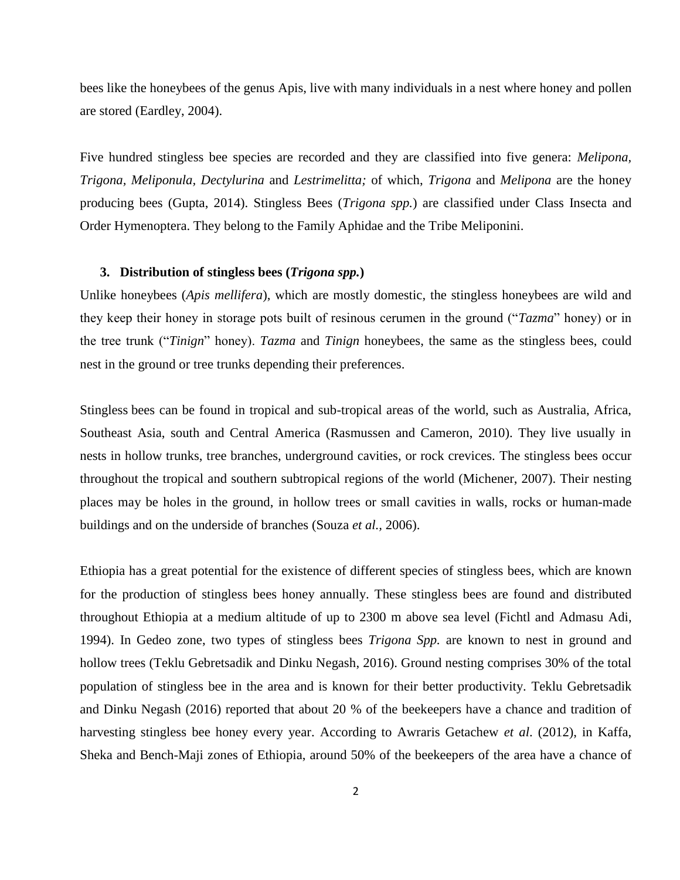bees like the honeybees of the genus Apis, live with many individuals in a nest where honey and pollen are stored (Eardley, 2004).

Five hundred stingless bee species are recorded and they are classified into five genera: *Melipona, Trigona, Meliponula, Dectylurina* and *Lestrimelitta;* of which, *Trigona* and *Melipona* are the honey producing bees (Gupta, 2014). Stingless Bees (*Trigona spp.*) are classified under Class Insecta and Order Hymenoptera. They belong to the Family Aphidae and the Tribe Meliponini.

## 3. Distribution of stingless bees (*Trigona spp.*)

Unlike honeybees (*Apis mellifera*), which are mostly domestic, the stingless honeybees are wild and they keep their honey in storage pots built of resinous cerumen in the ground ("*Tazma*" honey) or in the tree trunk ("*Tinign*" honey). *Tazma* and *Tinign* honeybees, the same as the stingless bees, could nest in the ground or tree trunks depending their preferences.

Stingless bees can be found in tropical and sub-tropical areas of the world, such as Australia, Africa, Southeast Asia, south and Central America (Rasmussen and Cameron, 2010). They live usually in nests in hollow trunks, tree branches, underground cavities, or rock crevices. The stingless bees occur throughout the tropical and southern subtropical regions of the world (Michener, 2007). Their nesting places may be holes in the ground, in hollow trees or small cavities in walls, rocks or human-made buildings and on the underside of branches (Souza *et al.,* 2006).

Ethiopia has a great potential for the existence of different species of stingless bees, which are known for the production of stingless bees honey annually. These stingless bees are found and distributed throughout Ethiopia at a medium altitude of up to 2300 m above sea level (Fichtl and Admasu Adi, 1994). In Gedeo zone, two types of stingless bees *Trigona Spp.* are known to nest in ground and hollow trees (Teklu Gebretsadik and Dinku Negash, 2016). Ground nesting comprises 30% of the total population of stingless bee in the area and is known for their better productivity. Teklu Gebretsadik and Dinku Negash (2016) reported that about 20 % of the beekeepers have a chance and tradition of harvesting stingless bee honey every year. According to Awraris Getachew *et al*. (2012), in Kaffa, Sheka and Bench-Maji zones of Ethiopia, around 50% of the beekeepers of the area have a chance of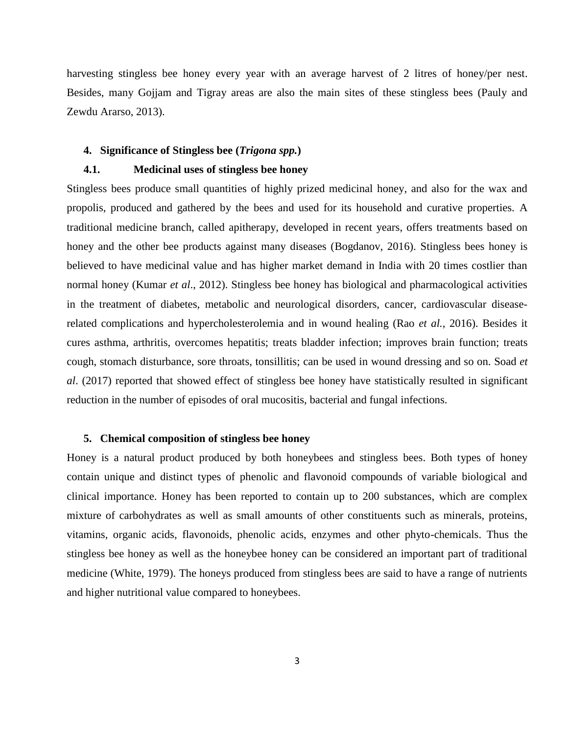harvesting stingless bee honey every year with an average harvest of 2 litres of honey/per nest. Besides, many Gojjam and Tigray areas are also the main sites of these stingless bees (Pauly and Zewdu Ararso, 2013).

## 4. Significance of Stingless bee (*Trigona spp.*)

### 4.1. Medicinal uses of stingless bee honey

Stingless bees produce small quantities of highly prized medicinal honey, and also for the wax and propolis, produced and gathered by the bees and used for its household and curative properties. A traditional medicine branch, called apitherapy, developed in recent years, offers treatments based on honey and the other bee products against many diseases (Bogdanov, 2016). Stingless bees honey is believed to have medicinal value and has higher market demand in India with 20 times costlier than normal honey (Kumar *et al*., 2012). Stingless bee honey has biological and pharmacological activities in the treatment of diabetes, metabolic and neurological disorders, cancer, cardiovascular disease-related complications and hypercholesterolemia and in wound healing (Rao *et al.*, 2016). Besides it cures asthma, arthritis, overcomes hepatitis; treats bladder infection; improves brain function; treats cough, stomach disturbance, sore throats, tonsillitis; can be used in wound dressing and so on. Soad *et al*. (2017) reported that showed effect of stingless bee honey have statistically resulted in significant reduction in the number of episodes of oral mucositis, bacterial and fungal infections.

## 5. Chemical composition of stingless bee honey

Honey is a natural product produced by both honeybees and stingless bees. Both types of honey contain unique and distinct types of phenolic and flavonoid compounds of variable biological and clinical importance. Honey has been reported to contain up to 200 substances, which are complex mixture of carbohydrates as well as small amounts of other constituents such as minerals, proteins, vitamins, organic acids, flavonoids, phenolic acids, enzymes and other phyto-chemicals. Thus the stingless bee honey as well as the honeybee honey can be considered an important part of traditional medicine (White, 1979). The honeys produced from stingless bees are said to have a range of nutrients and higher nutritional value compared to honeybees.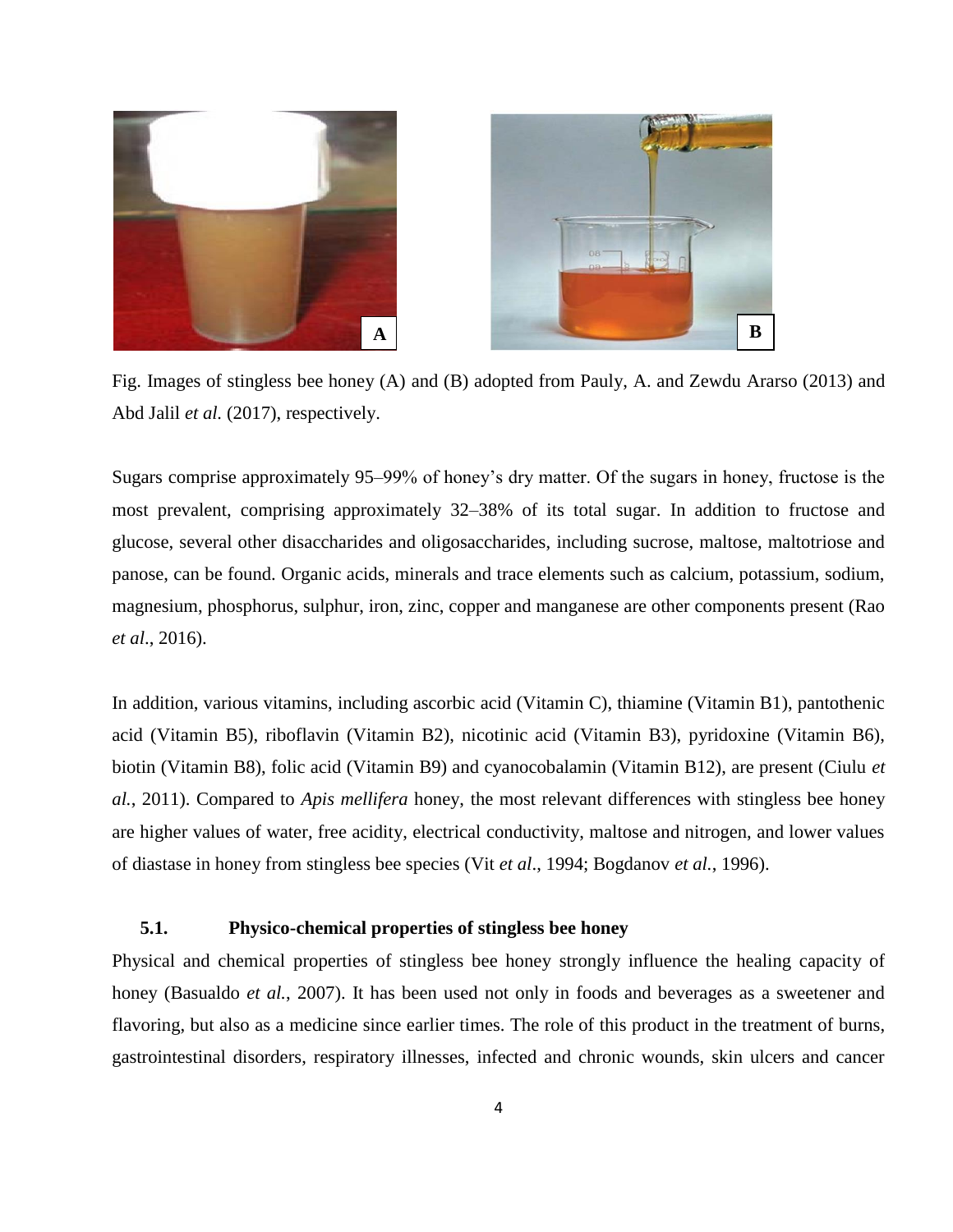Fig. Images of stingless bee honey (A) and (B) adopted from Pauly, A. and Zewdu Ararso (2013) and Abd Jalil *et al.* (2017), respectively.

Sugars comprise approximately 95–99% of honey's dry matter. Of the sugars in honey, fructose is the most prevalent, comprising approximately 32–38% of its total sugar. In addition to fructose and glucose, several other disaccharides and oligosaccharides, including sucrose, maltose, maltotriose and panose, can be found. Organic acids, minerals and trace elements such as calcium, potassium, sodium, magnesium, phosphorus, sulphur, iron, zinc, copper and manganese are other components present (Rao *et al*., 2016).

In addition, various vitamins, including ascorbic acid (Vitamin C), thiamine (Vitamin B1), pantothenic acid (Vitamin B5), riboflavin (Vitamin B2), nicotinic acid (Vitamin B3), pyridoxine (Vitamin B6), biotin (Vitamin B8), folic acid (Vitamin B9) and cyanocobalamin (Vitamin B12), are present (Ciulu *et al.*, 2011). Compared to *Apis mellifera* honey, the most relevant differences with stingless bee honey are higher values of water, free acidity, electrical conductivity, maltose and nitrogen, and lower values of diastase in honey from stingless bee species (Vit *et al*., 1994; Bogdanov *et al.*, 1996).

### 5.1. Physico-chemical properties of stingless bee honey

Physical and chemical properties of stingless bee honey strongly influence the healing capacity of honey (Basualdo *et al.*, 2007). It has been used not only in foods and beverages as a sweetener and flavoring, but also as a medicine since earlier times. The role of this product in the treatment of burns, gastrointestinal disorders, respiratory illnesses, infected and chronic wounds, skin ulcers and cancer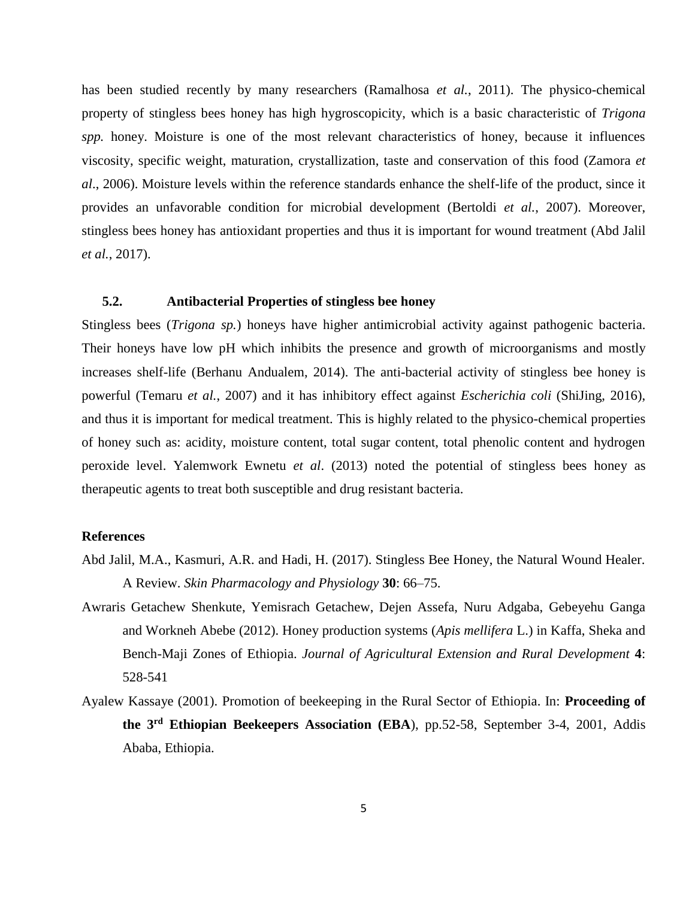has been studied recently by many researchers (Ramalhosa *et al.*, 2011). The physico-chemical property of stingless bees honey has high hygroscopicity, which is a basic characteristic of *Trigona spp.* honey. Moisture is one of the most relevant characteristics of honey, because it influences viscosity, specific weight, maturation, crystallization, taste and conservation of this food (Zamora *et al*., 2006). Moisture levels within the reference standards enhance the shelf-life of the product, since it provides an unfavorable condition for microbial development (Bertoldi *et al.*, 2007). Moreover, stingless bees honey has antioxidant properties and thus it is important for wound treatment (Abd Jalil *et al.*, 2017).

### 5.2. Antibacterial Properties of stingless bee honey

Stingless bees (*Trigona sp.*) honeys have higher antimicrobial activity against pathogenic bacteria. Their honeys have low pH which inhibits the presence and growth of microorganisms and mostly increases shelf-life (Berhanu Andualem, 2014). The anti-bacterial activity of stingless bee honey is powerful (Temaru *et al.*, 2007) and it has inhibitory effect against *Escherichia coli* (ShiJing, 2016), and thus it is important for medical treatment. This is highly related to the physico-chemical properties of honey such as: acidity, moisture content, total sugar content, total phenolic content and hydrogen peroxide level. Yalemwork Ewnetu *et al*. (2013) noted the potential of stingless bees honey as therapeutic agents to treat both susceptible and drug resistant bacteria.

## References

Abd Jalil, M.A., Kasmuri, A.R. and Hadi, H. (2017). Stingless Bee Honey, the Natural Wound Healer. A Review. *Skin Pharmacology and Physiology* **30**: 66–75.

Awraris Getachew Shenkute, Yemisrach Getachew, Dejen Assefa, Nuru Adgaba, Gebeyehu Ganga and Workneh Abebe (2012). Honey production systems (*Apis mellifera* L.) in Kaffa, Sheka and Bench-Maji Zones of Ethiopia. *Journal of Agricultural Extension and Rural Development* **4**: 528-541

Ayalew Kassaye (2001). Promotion of beekeeping in the Rural Sector of Ethiopia. In: **Proceeding of the 3rd Ethiopian Beekeepers Association (EBA**), pp.52-58, September 3-4, 2001, Addis Ababa, Ethiopia.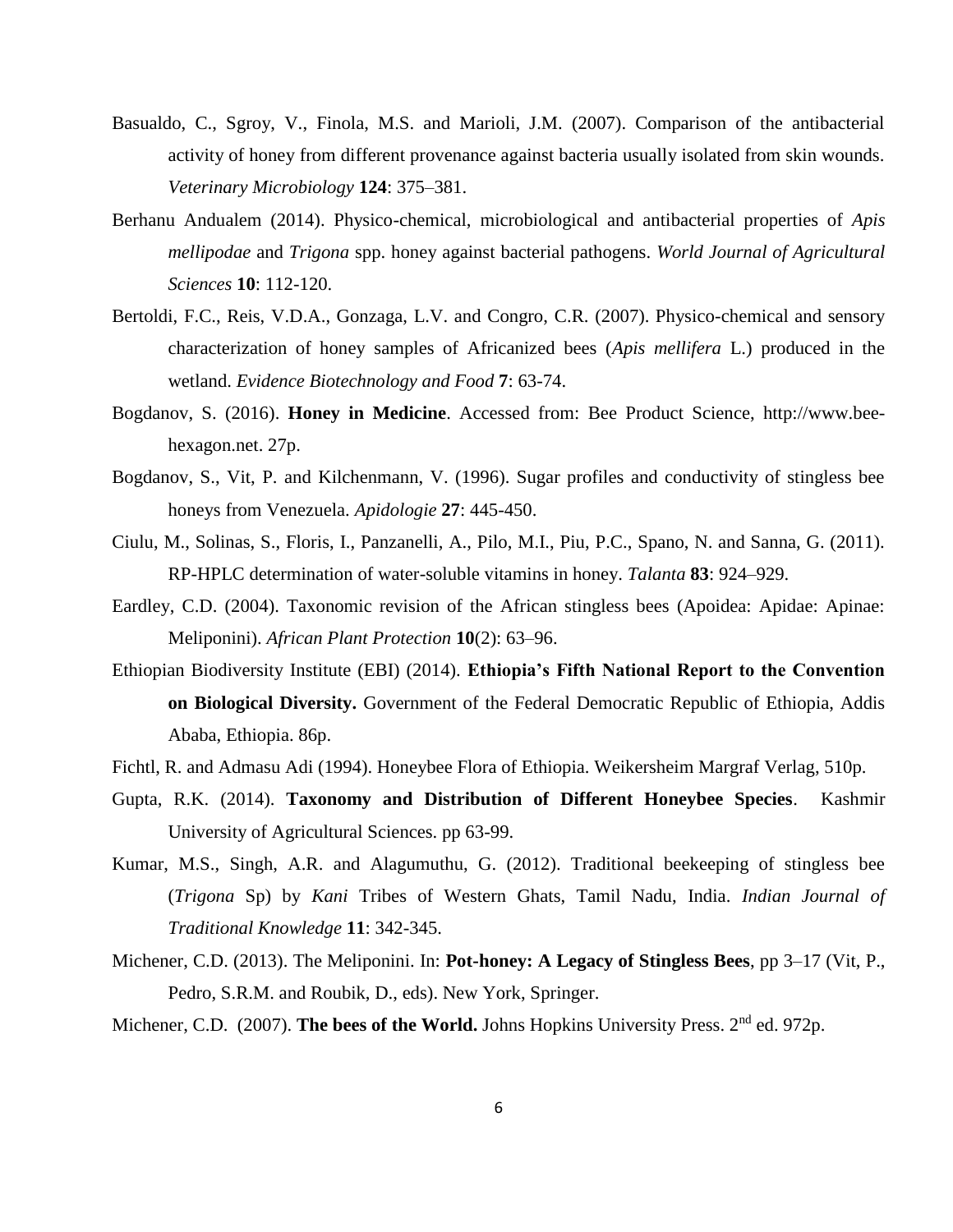Basualdo, C., Sgroy, V., Finola, M.S. and Marioli, J.M. (2007). Comparison of the antibacterial activity of honey from different provenance against bacteria usually isolated from skin wounds. *Veterinary Microbiology* **124**: 375–381.

Berhanu Andualem (2014). Physico-chemical, microbiological and antibacterial properties of *Apis mellipodae* and *Trigona* spp. honey against bacterial pathogens. *World Journal of Agricultural Sciences* **10**: 112-120.

Bertoldi, F.C., Reis, V.D.A., Gonzaga, L.V. and Congro, C.R. (2007). Physico-chemical and sensory characterization of honey samples of Africanized bees (*Apis mellifera* L.) produced in the wetland. *Evidence Biotechnology and Food* **7**: 63-74.

Bogdanov, S. (2016). **Honey in Medicine**. Accessed from: Bee Product Science, http://www.bee-hexagon.net. 27p.

Bogdanov, S., Vit, P. and Kilchenmann, V. (1996). Sugar profiles and conductivity of stingless bee honeys from Venezuela. *Apidologie* **27**: 445-450.

Ciulu, M., Solinas, S., Floris, I., Panzanelli, A., Pilo, M.I., Piu, P.C., Spano, N. and Sanna, G. (2011). RP-HPLC determination of water-soluble vitamins in honey. *Talanta* **83**: 924–929.

Eardley, C.D. (2004). Taxonomic revision of the African stingless bees (Apoidea: Apidae: Apinae: Meliponini). *African Plant Protection* **10**(2): 63–96.

Ethiopian Biodiversity Institute (EBI) (2014). **Ethiopia's Fifth National Report to the Convention on Biological Diversity.** Government of the Federal Democratic Republic of Ethiopia, Addis Ababa, Ethiopia. 86p.

Fichtl, R. and Admasu Adi (1994). Honeybee Flora of Ethiopia. Weikersheim Margraf Verlag, 510p.

Gupta, R.K. (2014). **Taxonomy and Distribution of Different Honeybee Species**. Kashmir University of Agricultural Sciences. pp 63-99.

Kumar, M.S., Singh, A.R. and Alagumuthu, G. (2012). Traditional beekeeping of stingless bee (*Trigona* Sp) by *Kani* Tribes of Western Ghats, Tamil Nadu, India. *Indian Journal of Traditional Knowledge* **11**: 342-345.

Michener, C.D. (2013). The Meliponini. In: **Pot-honey: A Legacy of Stingless Bees**, pp 3–17 (Vit, P., Pedro, S.R.M. and Roubik, D., eds). New York, Springer.

Michener, C.D. (2007). **The bees of the World.** Johns Hopkins University Press. 2nd ed. 972p.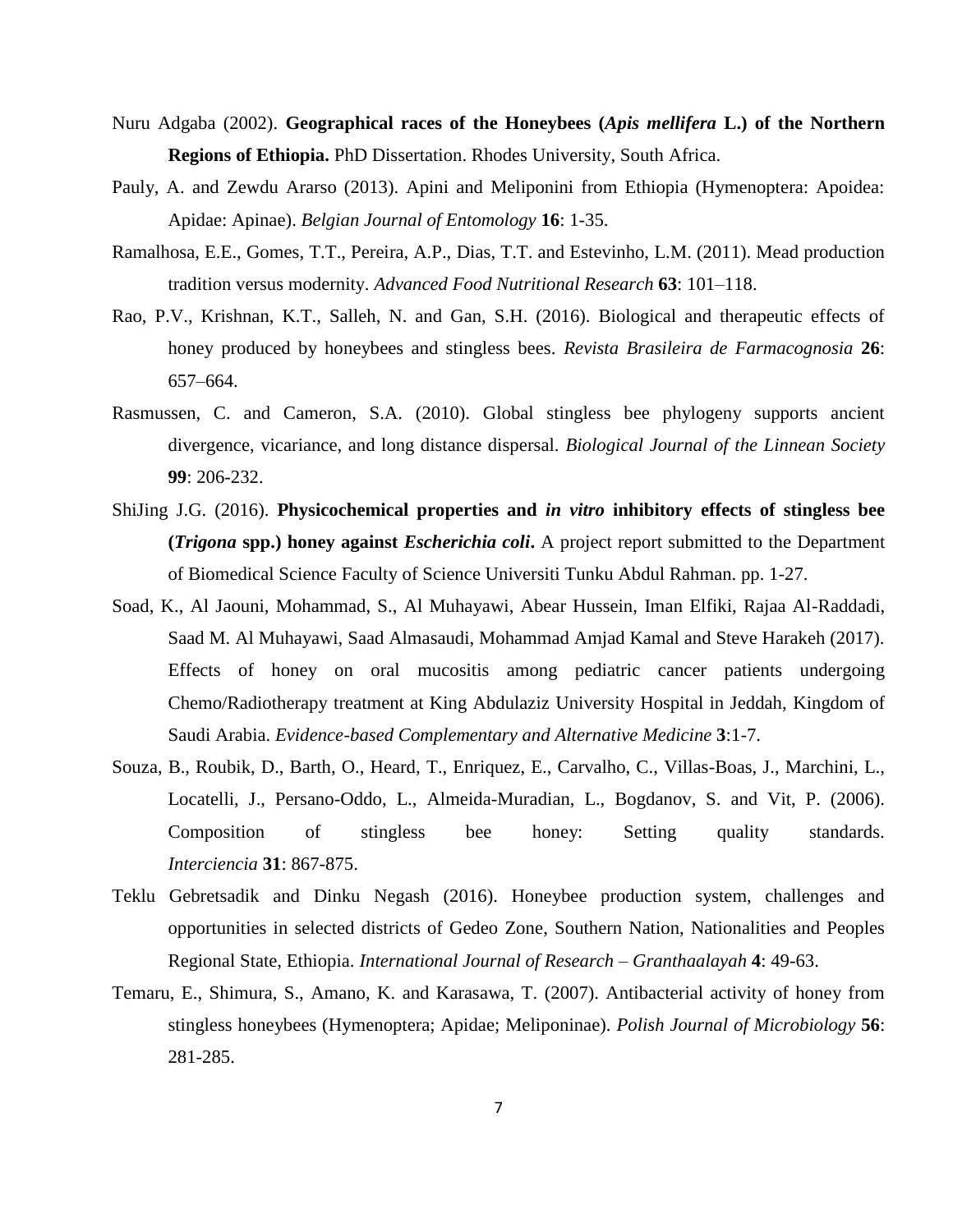Nuru Adgaba (2002). **Geographical races of the Honeybees (*Apis mellifera* L.) of the Northern Regions of Ethiopia.** PhD Dissertation. Rhodes University, South Africa.

Pauly, A. and Zewdu Ararso (2013). Apini and Meliponini from Ethiopia (Hymenoptera: Apoidea: Apidae: Apinae). *Belgian Journal of Entomology* **16**: 1-35.

Ramalhosa, E.E., Gomes, T.T., Pereira, A.P., Dias, T.T. and Estevinho, L.M. (2011). Mead production tradition versus modernity. *Advanced Food Nutritional Research* **63**: 101–118.

Rao, P.V., Krishnan, K.T., Salleh, N. and Gan, S.H. (2016). Biological and therapeutic effects of honey produced by honeybees and stingless bees. *Revista Brasileira de Farmacognosia* **26**: 657–664.

Rasmussen, C. and Cameron, S.A. (2010). Global stingless bee phylogeny supports ancient divergence, vicariance, and long distance dispersal. *Biological Journal of the Linnean Society* **99**: 206-232.

ShiJing J.G. (2016). **Physicochemical properties and *in vitro* inhibitory effects of stingless bee (*Trigona* spp.) honey against *Escherichia coli*.** A project report submitted to the Department of Biomedical Science Faculty of Science Universiti Tunku Abdul Rahman. pp. 1-27.

Soad, K., Al Jaouni, Mohammad, S., Al Muhayawi, Abear Hussein, Iman Elfiki, Rajaa Al-Raddadi, Saad M. Al Muhayawi, Saad Almasaudi, Mohammad Amjad Kamal and Steve Harakeh (2017). Effects of honey on oral mucositis among pediatric cancer patients undergoing Chemo/Radiotherapy treatment at King Abdulaziz University Hospital in Jeddah, Kingdom of Saudi Arabia. *Evidence-based Complementary and Alternative Medicine* **3**:1-7.

Souza, B., Roubik, D., Barth, O., Heard, T., Enriquez, E., Carvalho, C., Villas-Boas, J., Marchini, L., Locatelli, J., Persano-Oddo, L., Almeida-Muradian, L., Bogdanov, S. and Vit, P. (2006). Composition of stingless bee honey: Setting quality standards. *Interciencia* **31**: 867-875.

Teklu Gebretsadik and Dinku Negash (2016). Honeybee production system, challenges and opportunities in selected districts of Gedeo Zone, Southern Nation, Nationalities and Peoples Regional State, Ethiopia. *International Journal of Research – Granthaalayah* **4**: 49-63.

Temaru, E., Shimura, S., Amano, K. and Karasawa, T. (2007). Antibacterial activity of honey from stingless honeybees (Hymenoptera; Apidae; Meliponinae). *Polish Journal of Microbiology* **56**: 281-285.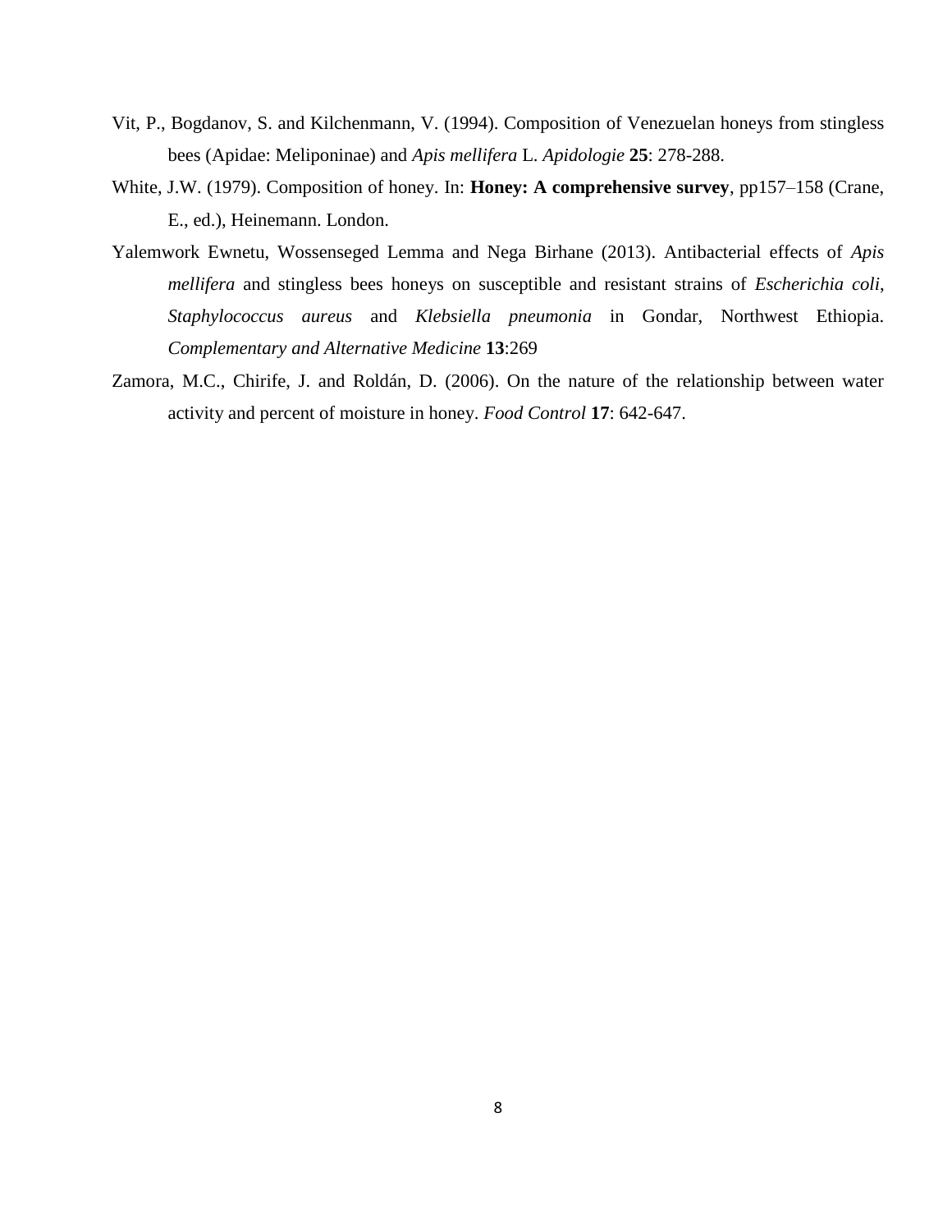Vit, P., Bogdanov, S. and Kilchenmann, V. (1994). Composition of Venezuelan honeys from stingless bees (Apidae: Meliponinae) and *Apis mellifera* L. *Apidologie* **25**: 278-288.

White, J.W. (1979). Composition of honey. In: **Honey: A comprehensive survey**, pp157–158 (Crane, E., ed.), Heinemann. London.

Yalemwork Ewnetu, Wossenseged Lemma and Nega Birhane (2013). Antibacterial effects of *Apis mellifera* and stingless bees honeys on susceptible and resistant strains of *Escherichia coli*, *Staphylococcus aureus* and *Klebsiella pneumonia* in Gondar, Northwest Ethiopia. *Complementary and Alternative Medicine* **13**:269

Zamora, M.C., Chirife, J. and Roldán, D. (2006). On the nature of the relationship between water activity and percent of moisture in honey. *Food Control* **17**: 642-647.